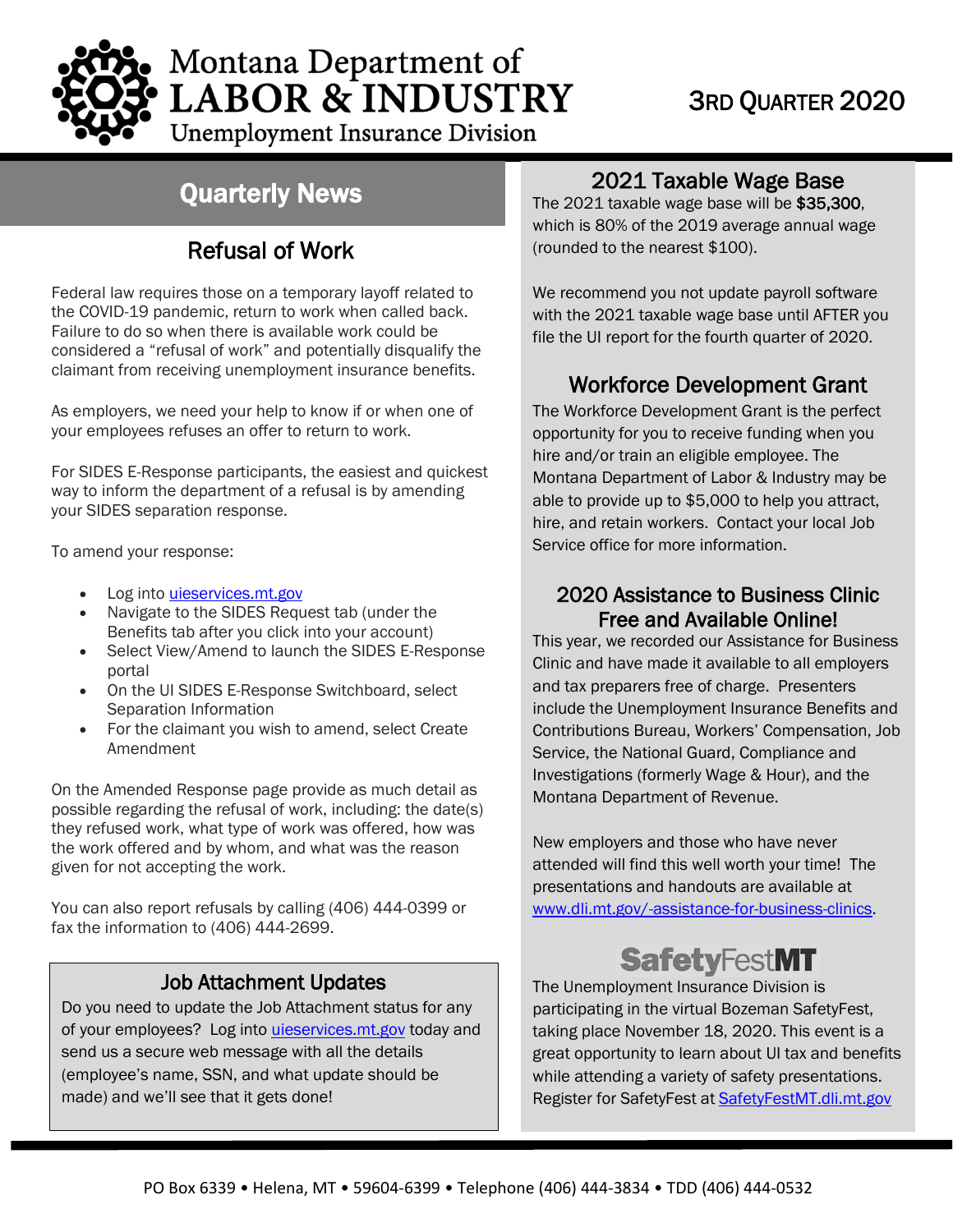# Montana Department of LABOR & INDUSTRY

Unemployment Insurance Division

3RD QUARTER 2020

## Quarterly News

### Refusal of Work

Federal law requires those on a temporary layoff related to the COVID-19 pandemic, return to work when called back. Failure to do so when there is available work could be considered a "refusal of work" and potentially disqualify the claimant from receiving unemployment insurance benefits.

As employers, we need your help to know if or when one of your employees refuses an offer to return to work.

For SIDES E-Response participants, the easiest and quickest way to inform the department of a refusal is by amending your SIDES separation response.

To amend your response:

- Log into uieservices.mt.gov
- Navigate to the SIDES Request tab (under the Benefits tab after you click into your account)
- Select View/Amend to launch the SIDES E-Response portal
- On the UI SIDES E-Response Switchboard, select Separation Information
- For the claimant you wish to amend, select Create Amendment

On the Amended Response page provide as much detail as possible regarding the refusal of work, including: the date(s) they refused work, what type of work was offered, how was the work offered and by whom, and what was the reason given for not accepting the work.

You can also report refusals by calling (406) 444-0399 or fax the information to (406) 444-2699.

### Job Attachment Updates

Do you need to update the Job Attachment status for any of your employees? Log into uieservices.mt.gov today and send us a secure web message with all the details (employee's name, SSN, and what update should be made) and we'll see that it gets done!

### 2021 Taxable Wage Base

The 2021 taxable wage base will be **$35,300**, which is 80% of the 2019 average annual wage (rounded to the nearest $100).

We recommend you not update payroll software with the 2021 taxable wage base until AFTER you file the UI report for the fourth quarter of 2020.

### Workforce Development Grant

The Workforce Development Grant is the perfect opportunity for you to receive funding when you hire and/or train an eligible employee. The Montana Department of Labor & Industry may be able to provide up to $5,000 to help you attract, hire, and retain workers. Contact your local Job Service office for more information.

### 2020 Assistance to Business Clinic Free and Available Online!

This year, we recorded our Assistance for Business Clinic and have made it available to all employers and tax preparers free of charge. Presenters include the Unemployment Insurance Benefits and Contributions Bureau, Workers' Compensation, Job Service, the National Guard, Compliance and Investigations (formerly Wage & Hour), and the Montana Department of Revenue.

New employers and those who have never attended will find this well worth your time! The presentations and handouts are available at www.dli.mt.gov/-assistance-for-business-clinics.

### SafetyFestMT

The Unemployment Insurance Division is participating in the virtual Bozeman SafetyFest, taking place November 18, 2020. This event is a great opportunity to learn about UI tax and benefits while attending a variety of safety presentations. Register for SafetyFest at SafetyFestMT.dli.mt.gov

PO Box 6339 • Helena, MT • 59604-6399 • Telephone (406) 444-3834 • TDD (406) 444-0532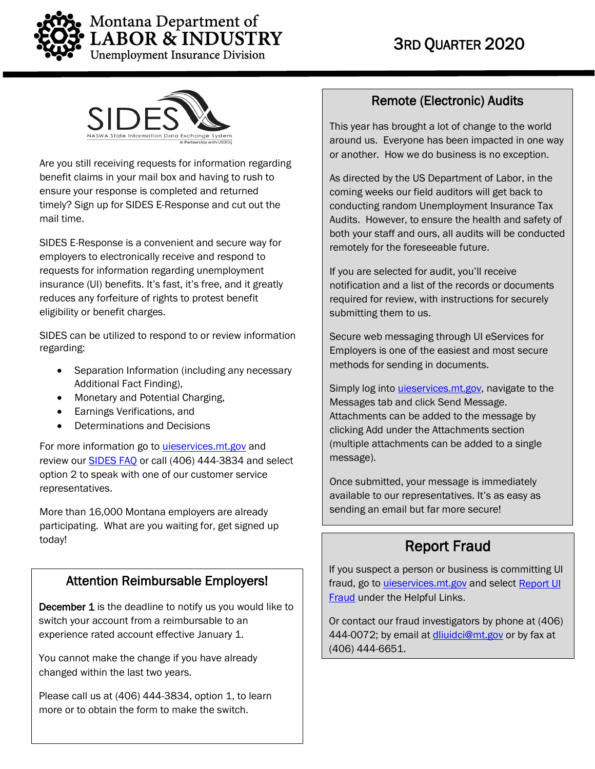Montana Department of LABOR & INDUSTRY
Unemployment Insurance Division

3RD QUARTER 2020

SIDES
NASWA State Information Data Exchange System
In Partnership with USDOL

Are you still receiving requests for information regarding benefit claims in your mail box and having to rush to ensure your response is completed and returned timely? Sign up for SIDES E-Response and cut out the mail time.

SIDES E-Response is a convenient and secure way for employers to electronically receive and respond to requests for information regarding unemployment insurance (UI) benefits. It's fast, it's free, and it greatly reduces any forfeiture of rights to protest benefit eligibility or benefit charges.

SIDES can be utilized to respond to or review information regarding:

- Separation Information (including any necessary Additional Fact Finding),
- Monetary and Potential Charging,
- Earnings Verifications, and
- Determinations and Decisions

For more information go to uieservices.mt.gov and review our SIDES FAQ or call (406) 444-3834 and select option 2 to speak with one of our customer service representatives.

More than 16,000 Montana employers are already participating. What are you waiting for, get signed up today!

## Attention Reimbursable Employers!

**December 1** is the deadline to notify us you would like to switch your account from a reimbursable to an experience rated account effective January 1.

You cannot make the change if you have already changed within the last two years.

Please call us at (406) 444-3834, option 1, to learn more or to obtain the form to make the switch.

## Remote (Electronic) Audits

This year has brought a lot of change to the world around us. Everyone has been impacted in one way or another. How we do business is no exception.

As directed by the US Department of Labor, in the coming weeks our field auditors will get back to conducting random Unemployment Insurance Tax Audits. However, to ensure the health and safety of both your staff and ours, all audits will be conducted remotely for the foreseeable future.

If you are selected for audit, you'll receive notification and a list of the records or documents required for review, with instructions for securely submitting them to us.

Secure web messaging through UI eServices for Employers is one of the easiest and most secure methods for sending in documents.

Simply log into uieservices.mt.gov, navigate to the Messages tab and click Send Message. Attachments can be added to the message by clicking Add under the Attachments section (multiple attachments can be added to a single message).

Once submitted, your message is immediately available to our representatives. It's as easy as sending an email but far more secure!

## Report Fraud

If you suspect a person or business is committing UI fraud, go to uieservices.mt.gov and select Report UI Fraud under the Helpful Links.

Or contact our fraud investigators by phone at (406) 444-0072; by email at dliuidci@mt.gov or by fax at (406) 444-6651.